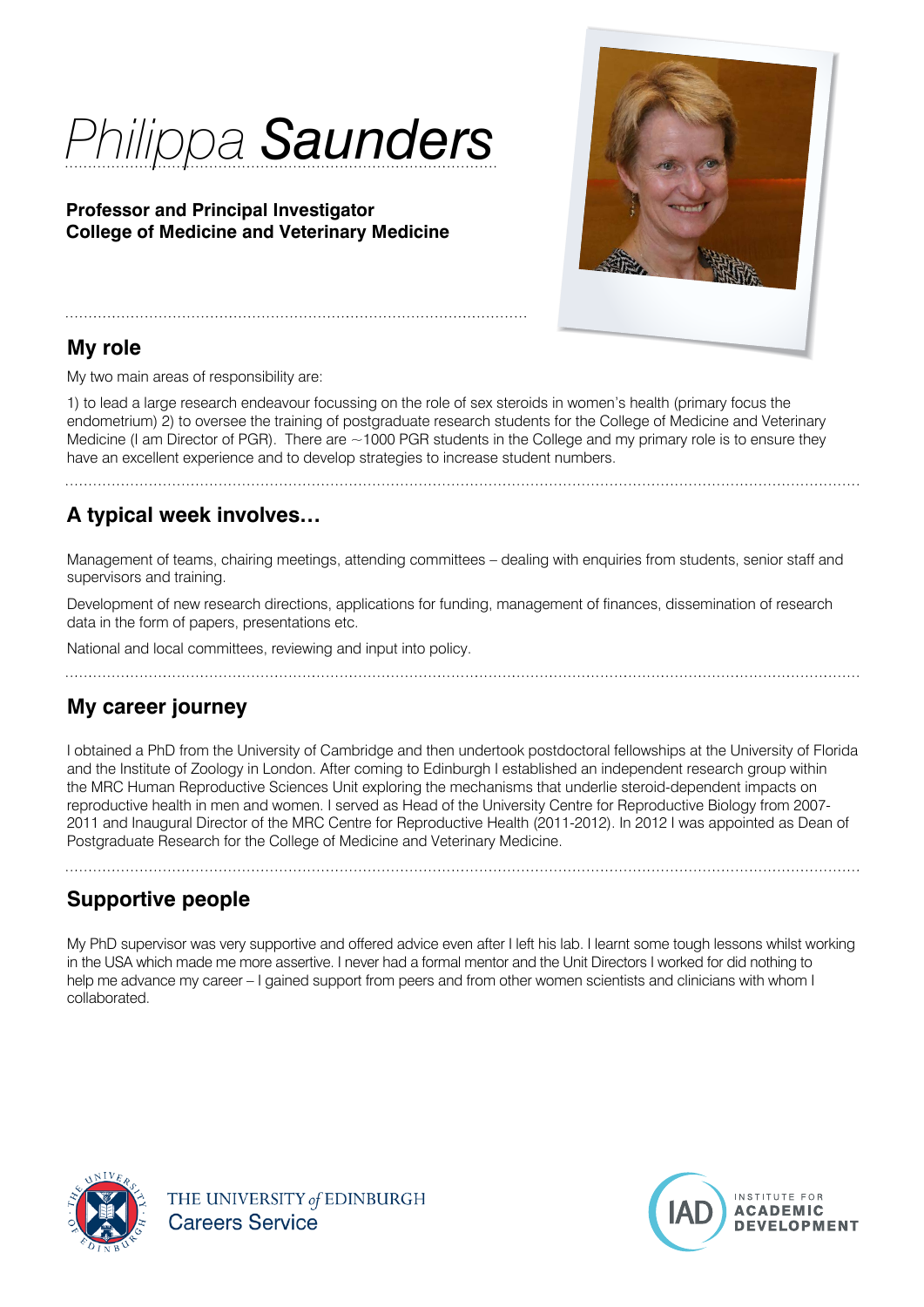# *Philippa* **Saunders**

**Professor and Principal Investigator**
**College of Medicine and Veterinary Medicine**

## My role

My two main areas of responsibility are:

1) to lead a large research endeavour focussing on the role of sex steroids in women's health (primary focus the endometrium) 2) to oversee the training of postgraduate research students for the College of Medicine and Veterinary Medicine (I am Director of PGR). There are ~1000 PGR students in the College and my primary role is to ensure they have an excellent experience and to develop strategies to increase student numbers.

## A typical week involves…

Management of teams, chairing meetings, attending committees – dealing with enquiries from students, senior staff and supervisors and training.

Development of new research directions, applications for funding, management of finances, dissemination of research data in the form of papers, presentations etc.

National and local committees, reviewing and input into policy.

## My career journey

I obtained a PhD from the University of Cambridge and then undertook postdoctoral fellowships at the University of Florida and the Institute of Zoology in London. After coming to Edinburgh I established an independent research group within the MRC Human Reproductive Sciences Unit exploring the mechanisms that underlie steroid-dependent impacts on reproductive health in men and women. I served as Head of the University Centre for Reproductive Biology from 2007-2011 and Inaugural Director of the MRC Centre for Reproductive Health (2011-2012). In 2012 I was appointed as Dean of Postgraduate Research for the College of Medicine and Veterinary Medicine.

## Supportive people

My PhD supervisor was very supportive and offered advice even after I left his lab. I learnt some tough lessons whilst working in the USA which made me more assertive. I never had a formal mentor and the Unit Directors I worked for did nothing to help me advance my career – I gained support from peers and from other women scientists and clinicians with whom I collaborated.

THE UNIVERSITY *of* EDINBURGH
Careers Service

IAD INSTITUTE FOR ACADEMIC DEVELOPMENT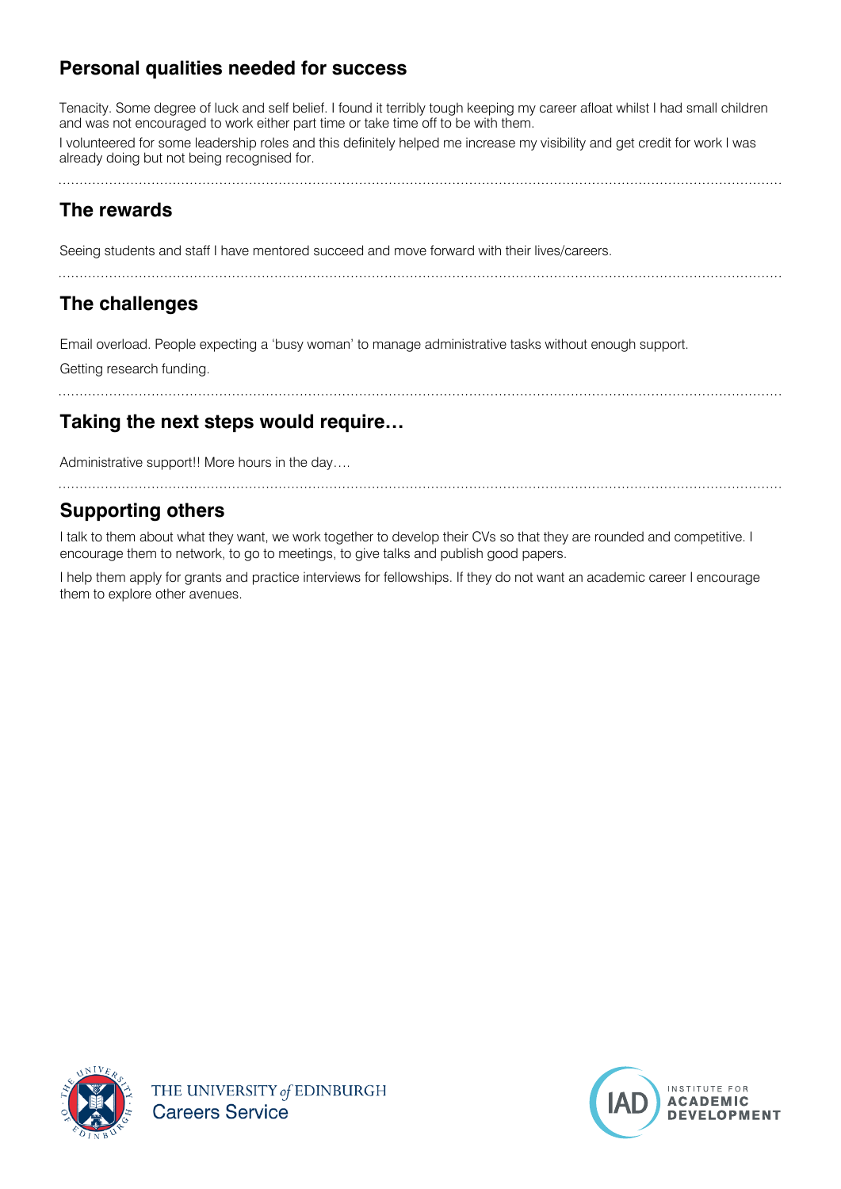## Personal qualities needed for success

Tenacity. Some degree of luck and self belief. I found it terribly tough keeping my career afloat whilst I had small children and was not encouraged to work either part time or take time off to be with them.

I volunteered for some leadership roles and this definitely helped me increase my visibility and get credit for work I was already doing but not being recognised for.

## The rewards

Seeing students and staff I have mentored succeed and move forward with their lives/careers.

## The challenges

Email overload. People expecting a 'busy woman' to manage administrative tasks without enough support.

Getting research funding.

## Taking the next steps would require…

Administrative support!! More hours in the day….

## Supporting others

I talk to them about what they want, we work together to develop their CVs so that they are rounded and competitive. I encourage them to network, to go to meetings, to give talks and publish good papers.

I help them apply for grants and practice interviews for fellowships. If they do not want an academic career I encourage them to explore other avenues.

THE UNIVERSITY of EDINBURGH
Careers Service

IAD INSTITUTE FOR ACADEMIC DEVELOPMENT